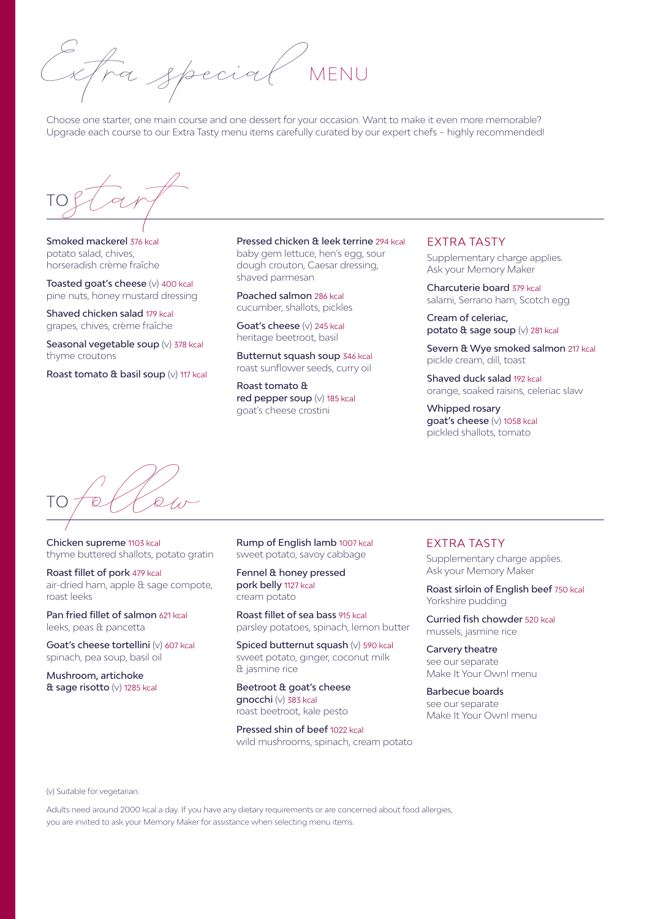# Extra special MENU

Choose one starter, one main course and one dessert for your occasion. Want to make it even more memorable? Upgrade each course to our Extra Tasty menu items carefully curated by our expert chefs – highly recommended!

## TO start

**Smoked mackerel** 376 kcal
potato salad, chives, horseradish crème fraîche

**Toasted goat's cheese** (v) 400 kcal
pine nuts, honey mustard dressing

**Shaved chicken salad** 179 kcal
grapes, chives, crème fraîche

**Seasonal vegetable soup** (v) 378 kcal
thyme croutons

**Roast tomato & basil soup** (v) 117 kcal

**Pressed chicken & leek terrine** 294 kcal
baby gem lettuce, hen's egg, sour dough crouton, Caesar dressing, shaved parmesan

**Poached salmon** 286 kcal
cucumber, shallots, pickles

**Goat's cheese** (v) 245 kcal
heritage beetroot, basil

**Butternut squash soup** 346 kcal
roast sunflower seeds, curry oil

**Roast tomato & red pepper soup** (v) 185 kcal
goat's cheese crostini

### EXTRA TASTY

Supplementary charge applies. Ask your Memory Maker

**Charcuterie board** 379 kcal
salami, Serrano ham, Scotch egg

**Cream of celeriac, potato & sage soup** (v) 281 kcal

**Severn & Wye smoked salmon** 217 kcal
pickle cream, dill, toast

**Shaved duck salad** 192 kcal
orange, soaked raisins, celeriac slaw

**Whipped rosary goat's cheese** (v) 1058 kcal
pickled shallots, tomato

## TO follow

**Chicken supreme** 1103 kcal
thyme buttered shallots, potato gratin

**Roast fillet of pork** 479 kcal
air-dried ham, apple & sage compote, roast leeks

**Pan fried fillet of salmon** 621 kcal
leeks, peas & pancetta

**Goat's cheese tortellini** (v) 607 kcal
spinach, pea soup, basil oil

**Mushroom, artichoke & sage risotto** (v) 1285 kcal

**Rump of English lamb** 1007 kcal
sweet potato, savoy cabbage

**Fennel & honey pressed pork belly** 1127 kcal
cream potato

**Roast fillet of sea bass** 915 kcal
parsley potatoes, spinach, lemon butter

**Spiced butternut squash** (v) 590 kcal
sweet potato, ginger, coconut milk & jasmine rice

**Beetroot & goat's cheese gnocchi** (v) 383 kcal
roast beetroot, kale pesto

**Pressed shin of beef** 1022 kcal
wild mushrooms, spinach, cream potato

### EXTRA TASTY

Supplementary charge applies. Ask your Memory Maker

**Roast sirloin of English beef** 750 kcal
Yorkshire pudding

**Curried fish chowder** 520 kcal
mussels, jasmine rice

**Carvery theatre**
see our separate Make It Your Own! menu

**Barbecue boards**
see our separate Make It Your Own! menu

(v) Suitable for vegetarian.

Adults need around 2000 kcal a day. If you have any dietary requirements or are concerned about food allergies, you are invited to ask your Memory Maker for assistance when selecting menu items.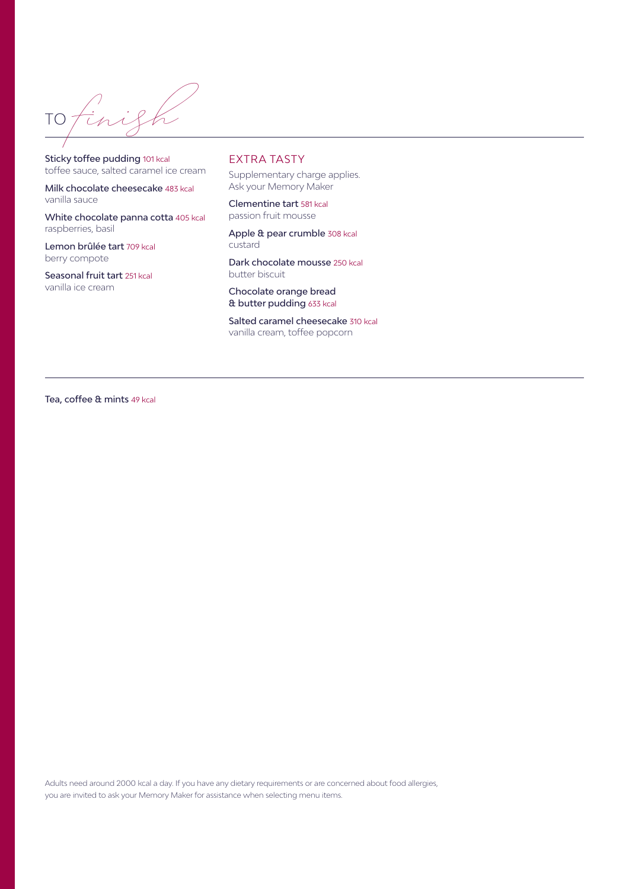# TO *finish*

**Sticky toffee pudding** 101 kcal
toffee sauce, salted caramel ice cream

**Milk chocolate cheesecake** 483 kcal
vanilla sauce

**White chocolate panna cotta** 405 kcal
raspberries, basil

**Lemon brûlée tart** 709 kcal
berry compote

**Seasonal fruit tart** 251 kcal
vanilla ice cream

## EXTRA TASTY

Supplementary charge applies.
Ask your Memory Maker

**Clementine tart** 581 kcal
passion fruit mousse

**Apple & pear crumble** 308 kcal
custard

**Dark chocolate mousse** 250 kcal
butter biscuit

**Chocolate orange bread & butter pudding** 633 kcal

**Salted caramel cheesecake** 310 kcal
vanilla cream, toffee popcorn

---

**Tea, coffee & mints** 49 kcal

Adults need around 2000 kcal a day. If you have any dietary requirements or are concerned about food allergies, you are invited to ask your Memory Maker for assistance when selecting menu items.